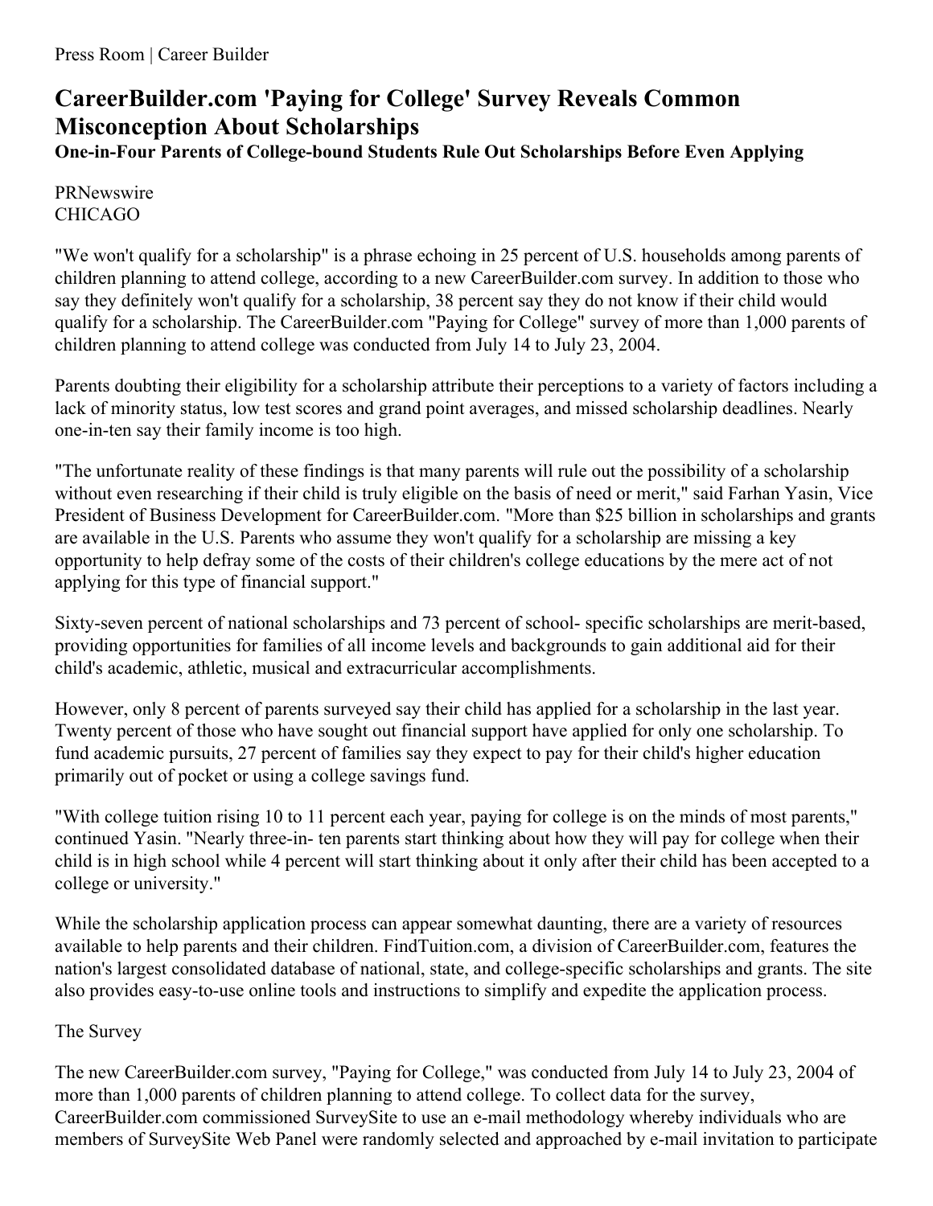Press Room | Career Builder

# CareerBuilder.com 'Paying for College' Survey Reveals Common Misconception About Scholarships

## One-in-Four Parents of College-bound Students Rule Out Scholarships Before Even Applying

PRNewswire
CHICAGO

"We won't qualify for a scholarship" is a phrase echoing in 25 percent of U.S. households among parents of children planning to attend college, according to a new CareerBuilder.com survey. In addition to those who say they definitely won't qualify for a scholarship, 38 percent say they do not know if their child would qualify for a scholarship. The CareerBuilder.com "Paying for College" survey of more than 1,000 parents of children planning to attend college was conducted from July 14 to July 23, 2004.

Parents doubting their eligibility for a scholarship attribute their perceptions to a variety of factors including a lack of minority status, low test scores and grand point averages, and missed scholarship deadlines. Nearly one-in-ten say their family income is too high.

"The unfortunate reality of these findings is that many parents will rule out the possibility of a scholarship without even researching if their child is truly eligible on the basis of need or merit," said Farhan Yasin, Vice President of Business Development for CareerBuilder.com. "More than $25 billion in scholarships and grants are available in the U.S. Parents who assume they won't qualify for a scholarship are missing a key opportunity to help defray some of the costs of their children's college educations by the mere act of not applying for this type of financial support."

Sixty-seven percent of national scholarships and 73 percent of school- specific scholarships are merit-based, providing opportunities for families of all income levels and backgrounds to gain additional aid for their child's academic, athletic, musical and extracurricular accomplishments.

However, only 8 percent of parents surveyed say their child has applied for a scholarship in the last year. Twenty percent of those who have sought out financial support have applied for only one scholarship. To fund academic pursuits, 27 percent of families say they expect to pay for their child's higher education primarily out of pocket or using a college savings fund.

"With college tuition rising 10 to 11 percent each year, paying for college is on the minds of most parents," continued Yasin. "Nearly three-in- ten parents start thinking about how they will pay for college when their child is in high school while 4 percent will start thinking about it only after their child has been accepted to a college or university."

While the scholarship application process can appear somewhat daunting, there are a variety of resources available to help parents and their children. FindTuition.com, a division of CareerBuilder.com, features the nation's largest consolidated database of national, state, and college-specific scholarships and grants. The site also provides easy-to-use online tools and instructions to simplify and expedite the application process.

The Survey

The new CareerBuilder.com survey, "Paying for College," was conducted from July 14 to July 23, 2004 of more than 1,000 parents of children planning to attend college. To collect data for the survey, CareerBuilder.com commissioned SurveySite to use an e-mail methodology whereby individuals who are members of SurveySite Web Panel were randomly selected and approached by e-mail invitation to participate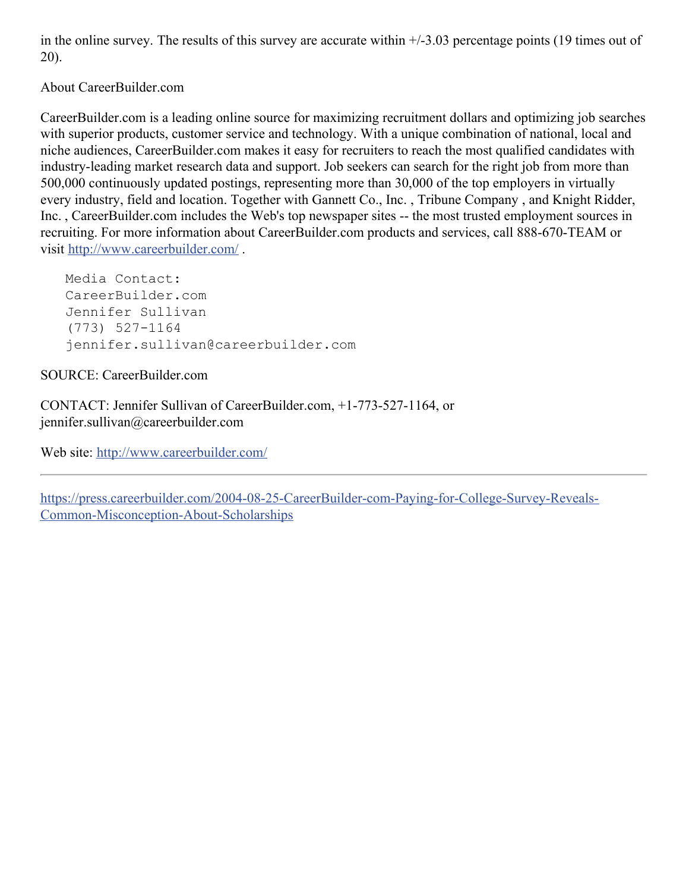in the online survey. The results of this survey are accurate within +/-3.03 percentage points (19 times out of 20).

About CareerBuilder.com

CareerBuilder.com is a leading online source for maximizing recruitment dollars and optimizing job searches with superior products, customer service and technology. With a unique combination of national, local and niche audiences, CareerBuilder.com makes it easy for recruiters to reach the most qualified candidates with industry-leading market research data and support. Job seekers can search for the right job from more than 500,000 continuously updated postings, representing more than 30,000 of the top employers in virtually every industry, field and location. Together with Gannett Co., Inc. , Tribune Company , and Knight Ridder, Inc. , CareerBuilder.com includes the Web's top newspaper sites -- the most trusted employment sources in recruiting. For more information about CareerBuilder.com products and services, call 888-670-TEAM or visit [http://www.careerbuilder.com/](http://www.careerbuilder.com/) .

```
Media Contact:
CareerBuilder.com
Jennifer Sullivan
(773) 527-1164
jennifer.sullivan@careerbuilder.com
```

SOURCE: CareerBuilder.com

CONTACT: Jennifer Sullivan of CareerBuilder.com, +1-773-527-1164, or jennifer.sullivan@careerbuilder.com

Web site: [http://www.careerbuilder.com/](http://www.careerbuilder.com/)

---

[https://press.careerbuilder.com/2004-08-25-CareerBuilder-com-Paying-for-College-Survey-Reveals-Common-Misconception-About-Scholarships](https://press.careerbuilder.com/2004-08-25-CareerBuilder-com-Paying-for-College-Survey-Reveals-Common-Misconception-About-Scholarships)